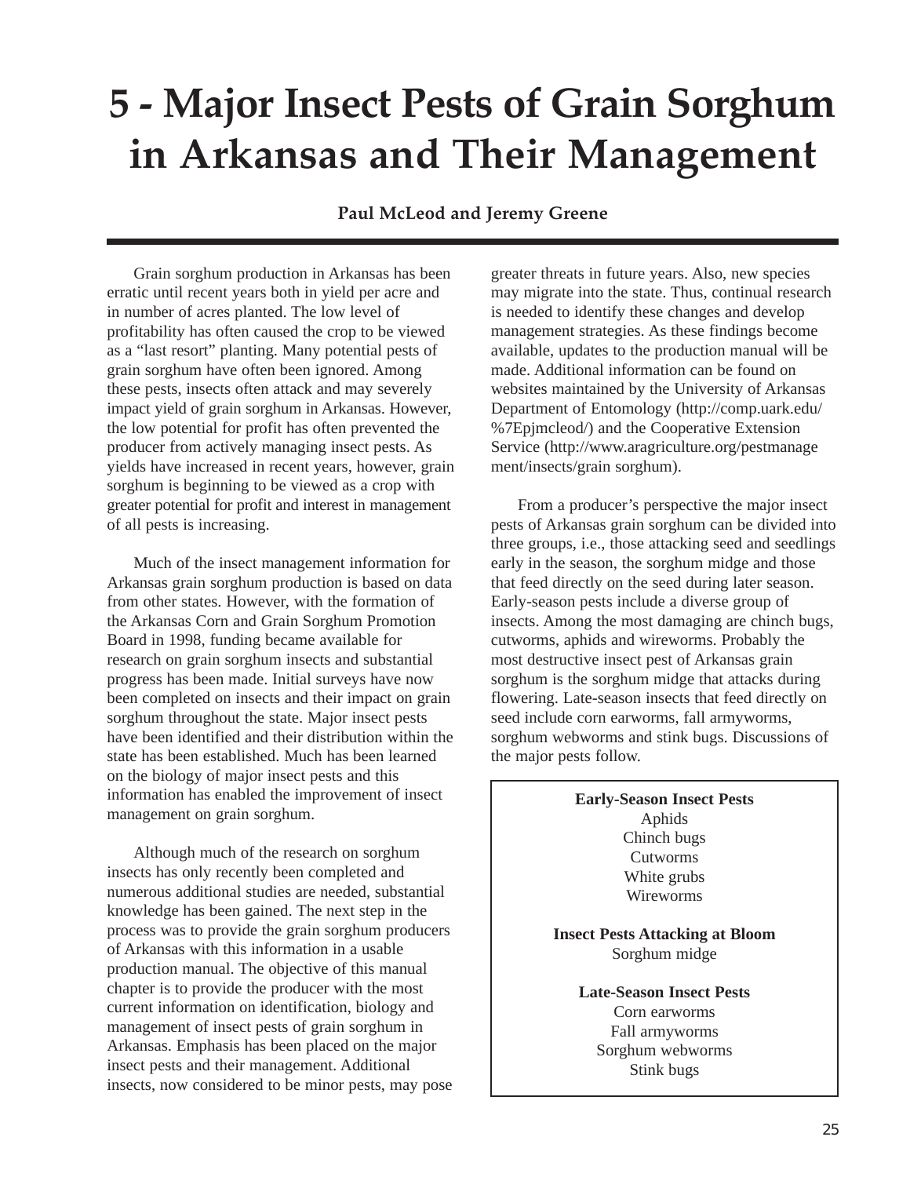# 5 - Major Insect Pests of Grain Sorghum in Arkansas and Their Management

**Paul McLeod and Jeremy Greene**

Grain sorghum production in Arkansas has been erratic until recent years both in yield per acre and in number of acres planted. The low level of profitability has often caused the crop to be viewed as a "last resort" planting. Many potential pests of grain sorghum have often been ignored. Among these pests, insects often attack and may severely impact yield of grain sorghum in Arkansas. However, the low potential for profit has often prevented the producer from actively managing insect pests. As yields have increased in recent years, however, grain sorghum is beginning to be viewed as a crop with greater potential for profit and interest in management of all pests is increasing.

Much of the insect management information for Arkansas grain sorghum production is based on data from other states. However, with the formation of the Arkansas Corn and Grain Sorghum Promotion Board in 1998, funding became available for research on grain sorghum insects and substantial progress has been made. Initial surveys have now been completed on insects and their impact on grain sorghum throughout the state. Major insect pests have been identified and their distribution within the state has been established. Much has been learned on the biology of major insect pests and this information has enabled the improvement of insect management on grain sorghum.

Although much of the research on sorghum insects has only recently been completed and numerous additional studies are needed, substantial knowledge has been gained. The next step in the process was to provide the grain sorghum producers of Arkansas with this information in a usable production manual. The objective of this manual chapter is to provide the producer with the most current information on identification, biology and management of insect pests of grain sorghum in Arkansas. Emphasis has been placed on the major insect pests and their management. Additional insects, now considered to be minor pests, may pose greater threats in future years. Also, new species may migrate into the state. Thus, continual research is needed to identify these changes and develop management strategies. As these findings become available, updates to the production manual will be made. Additional information can be found on websites maintained by the University of Arkansas Department of Entomology (http://comp.uark.edu/%7Epjmcleod/) and the Cooperative Extension Service (http://www.aragriculture.org/pestmanagement/insects/grain sorghum).

From a producer's perspective the major insect pests of Arkansas grain sorghum can be divided into three groups, i.e., those attacking seed and seedlings early in the season, the sorghum midge and those that feed directly on the seed during later season. Early-season pests include a diverse group of insects. Among the most damaging are chinch bugs, cutworms, aphids and wireworms. Probably the most destructive insect pest of Arkansas grain sorghum is the sorghum midge that attacks during flowering. Late-season insects that feed directly on seed include corn earworms, fall armyworms, sorghum webworms and stink bugs. Discussions of the major pests follow.

**Early-Season Insect Pests**
Aphids
Chinch bugs
Cutworms
White grubs
Wireworms

**Insect Pests Attacking at Bloom**
Sorghum midge

**Late-Season Insect Pests**
Corn earworms
Fall armyworms
Sorghum webworms
Stink bugs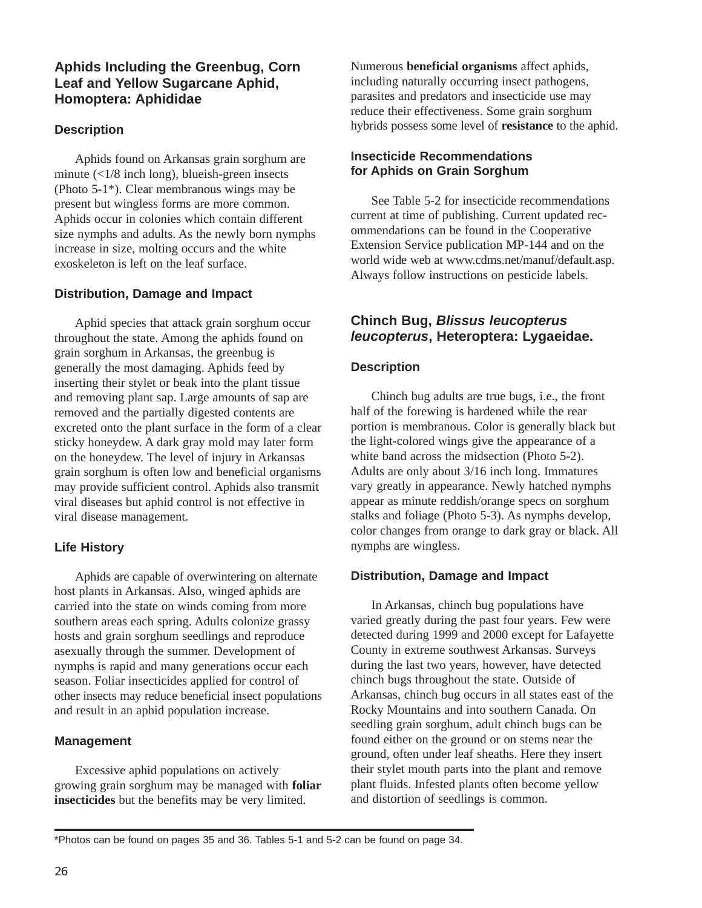## Aphids Including the Greenbug, Corn Leaf and Yellow Sugarcane Aphid, Homoptera: Aphididae

### Description

Aphids found on Arkansas grain sorghum are minute (<1/8 inch long), blueish-green insects (Photo 5-1*). Clear membranous wings may be present but wingless forms are more common. Aphids occur in colonies which contain different size nymphs and adults. As the newly born nymphs increase in size, molting occurs and the white exoskeleton is left on the leaf surface.

### Distribution, Damage and Impact

Aphid species that attack grain sorghum occur throughout the state. Among the aphids found on grain sorghum in Arkansas, the greenbug is generally the most damaging. Aphids feed by inserting their stylet or beak into the plant tissue and removing plant sap. Large amounts of sap are removed and the partially digested contents are excreted onto the plant surface in the form of a clear sticky honeydew. A dark gray mold may later form on the honeydew. The level of injury in Arkansas grain sorghum is often low and beneficial organisms may provide sufficient control. Aphids also transmit viral diseases but aphid control is not effective in viral disease management.

### Life History

Aphids are capable of overwintering on alternate host plants in Arkansas. Also, winged aphids are carried into the state on winds coming from more southern areas each spring. Adults colonize grassy hosts and grain sorghum seedlings and reproduce asexually through the summer. Development of nymphs is rapid and many generations occur each season. Foliar insecticides applied for control of other insects may reduce beneficial insect populations and result in an aphid population increase.

### Management

Excessive aphid populations on actively growing grain sorghum may be managed with **foliar insecticides** but the benefits may be very limited. Numerous **beneficial organisms** affect aphids, including naturally occurring insect pathogens, parasites and predators and insecticide use may reduce their effectiveness. Some grain sorghum hybrids possess some level of **resistance** to the aphid.

### Insecticide Recommendations for Aphids on Grain Sorghum

See Table 5-2 for insecticide recommendations current at time of publishing. Current updated recommendations can be found in the Cooperative Extension Service publication MP-144 and on the world wide web at www.cdms.net/manuf/default.asp. Always follow instructions on pesticide labels.

## Chinch Bug, *Blissus leucopterus leucopterus*, Heteroptera: Lygaeidae.

### Description

Chinch bug adults are true bugs, i.e., the front half of the forewing is hardened while the rear portion is membranous. Color is generally black but the light-colored wings give the appearance of a white band across the midsection (Photo 5-2). Adults are only about 3/16 inch long. Immatures vary greatly in appearance. Newly hatched nymphs appear as minute reddish/orange specs on sorghum stalks and foliage (Photo 5-3). As nymphs develop, color changes from orange to dark gray or black. All nymphs are wingless.

### Distribution, Damage and Impact

In Arkansas, chinch bug populations have varied greatly during the past four years. Few were detected during 1999 and 2000 except for Lafayette County in extreme southwest Arkansas. Surveys during the last two years, however, have detected chinch bugs throughout the state. Outside of Arkansas, chinch bug occurs in all states east of the Rocky Mountains and into southern Canada. On seedling grain sorghum, adult chinch bugs can be found either on the ground or on stems near the ground, often under leaf sheaths. Here they insert their stylet mouth parts into the plant and remove plant fluids. Infested plants often become yellow and distortion of seedlings is common.

*Photos can be found on pages 35 and 36. Tables 5-1 and 5-2 can be found on page 34.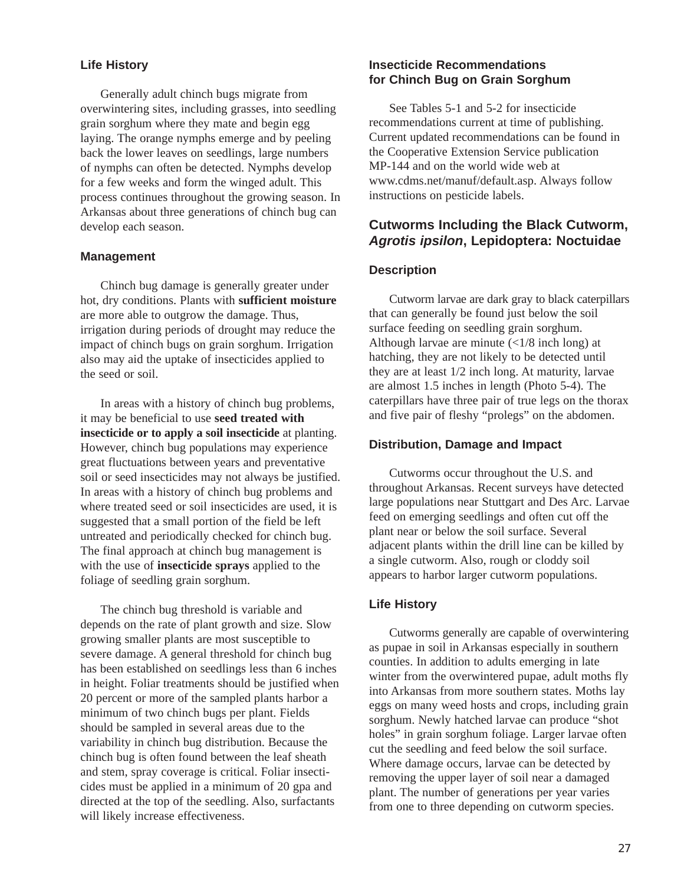### Life History

Generally adult chinch bugs migrate from overwintering sites, including grasses, into seedling grain sorghum where they mate and begin egg laying. The orange nymphs emerge and by peeling back the lower leaves on seedlings, large numbers of nymphs can often be detected. Nymphs develop for a few weeks and form the winged adult. This process continues throughout the growing season. In Arkansas about three generations of chinch bug can develop each season.

### Management

Chinch bug damage is generally greater under hot, dry conditions. Plants with **sufficient moisture** are more able to outgrow the damage. Thus, irrigation during periods of drought may reduce the impact of chinch bugs on grain sorghum. Irrigation also may aid the uptake of insecticides applied to the seed or soil.

In areas with a history of chinch bug problems, it may be beneficial to use **seed treated with insecticide or to apply a soil insecticide** at planting. However, chinch bug populations may experience great fluctuations between years and preventative soil or seed insecticides may not always be justified. In areas with a history of chinch bug problems and where treated seed or soil insecticides are used, it is suggested that a small portion of the field be left untreated and periodically checked for chinch bug. The final approach at chinch bug management is with the use of **insecticide sprays** applied to the foliage of seedling grain sorghum.

The chinch bug threshold is variable and depends on the rate of plant growth and size. Slow growing smaller plants are most susceptible to severe damage. A general threshold for chinch bug has been established on seedlings less than 6 inches in height. Foliar treatments should be justified when 20 percent or more of the sampled plants harbor a minimum of two chinch bugs per plant. Fields should be sampled in several areas due to the variability in chinch bug distribution. Because the chinch bug is often found between the leaf sheath and stem, spray coverage is critical. Foliar insecticides must be applied in a minimum of 20 gpa and directed at the top of the seedling. Also, surfactants will likely increase effectiveness.

### Insecticide Recommendations for Chinch Bug on Grain Sorghum

See Tables 5-1 and 5-2 for insecticide recommendations current at time of publishing. Current updated recommendations can be found in the Cooperative Extension Service publication MP-144 and on the world wide web at www.cdms.net/manuf/default.asp. Always follow instructions on pesticide labels.

## Cutworms Including the Black Cutworm, *Agrotis ipsilon*, Lepidoptera: Noctuidae

### Description

Cutworm larvae are dark gray to black caterpillars that can generally be found just below the soil surface feeding on seedling grain sorghum. Although larvae are minute (<1/8 inch long) at hatching, they are not likely to be detected until they are at least 1/2 inch long. At maturity, larvae are almost 1.5 inches in length (Photo 5-4). The caterpillars have three pair of true legs on the thorax and five pair of fleshy “prolegs” on the abdomen.

### Distribution, Damage and Impact

Cutworms occur throughout the U.S. and throughout Arkansas. Recent surveys have detected large populations near Stuttgart and Des Arc. Larvae feed on emerging seedlings and often cut off the plant near or below the soil surface. Several adjacent plants within the drill line can be killed by a single cutworm. Also, rough or cloddy soil appears to harbor larger cutworm populations.

### Life History

Cutworms generally are capable of overwintering as pupae in soil in Arkansas especially in southern counties. In addition to adults emerging in late winter from the overwintered pupae, adult moths fly into Arkansas from more southern states. Moths lay eggs on many weed hosts and crops, including grain sorghum. Newly hatched larvae can produce “shot holes” in grain sorghum foliage. Larger larvae often cut the seedling and feed below the soil surface. Where damage occurs, larvae can be detected by removing the upper layer of soil near a damaged plant. The number of generations per year varies from one to three depending on cutworm species.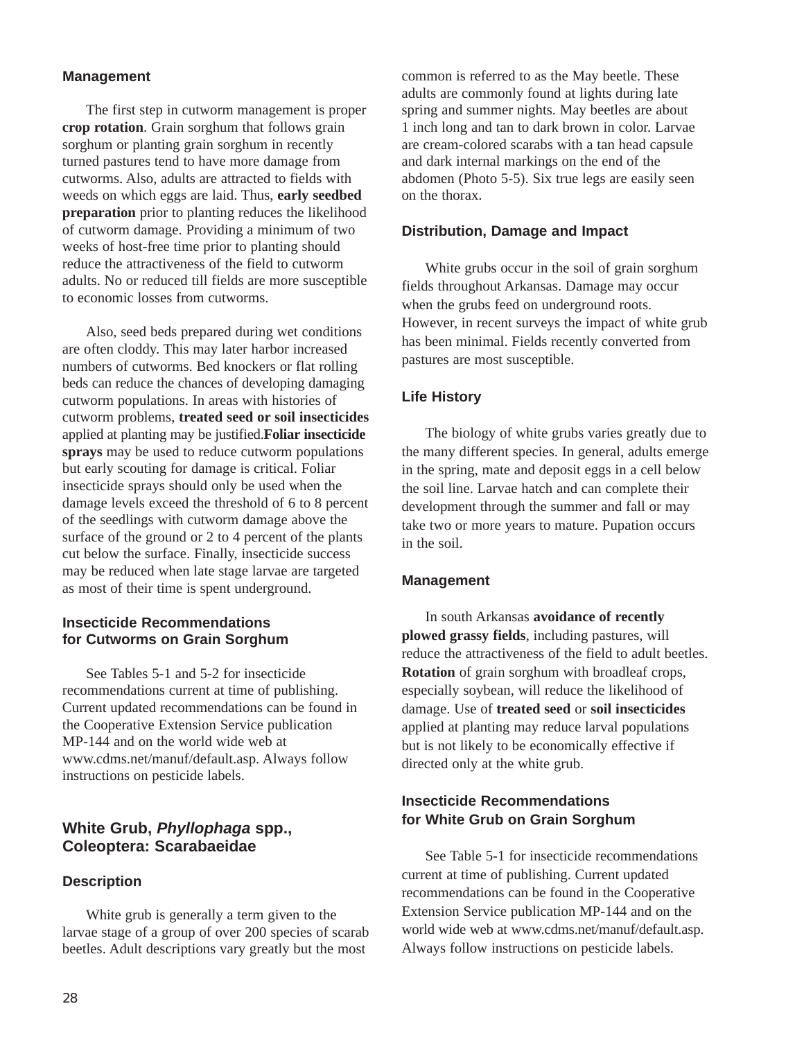### Management

The first step in cutworm management is proper **crop rotation**. Grain sorghum that follows grain sorghum or planting grain sorghum in recently turned pastures tend to have more damage from cutworms. Also, adults are attracted to fields with weeds on which eggs are laid. Thus, **early seedbed preparation** prior to planting reduces the likelihood of cutworm damage. Providing a minimum of two weeks of host-free time prior to planting should reduce the attractiveness of the field to cutworm adults. No or reduced till fields are more susceptible to economic losses from cutworms.

Also, seed beds prepared during wet conditions are often cloddy. This may later harbor increased numbers of cutworms. Bed knockers or flat rolling beds can reduce the chances of developing damaging cutworm populations. In areas with histories of cutworm problems, **treated seed or soil insecticides** applied at planting may be justified.**Foliar insecticide sprays** may be used to reduce cutworm populations but early scouting for damage is critical. Foliar insecticide sprays should only be used when the damage levels exceed the threshold of 6 to 8 percent of the seedlings with cutworm damage above the surface of the ground or 2 to 4 percent of the plants cut below the surface. Finally, insecticide success may be reduced when late stage larvae are targeted as most of their time is spent underground.

### Insecticide Recommendations for Cutworms on Grain Sorghum

See Tables 5-1 and 5-2 for insecticide recommendations current at time of publishing. Current updated recommendations can be found in the Cooperative Extension Service publication MP-144 and on the world wide web at www.cdms.net/manuf/default.asp. Always follow instructions on pesticide labels.

## White Grub, *Phyllophaga* spp., Coleoptera: Scarabaeidae

### Description

White grub is generally a term given to the larvae stage of a group of over 200 species of scarab beetles. Adult descriptions vary greatly but the most common is referred to as the May beetle. These adults are commonly found at lights during late spring and summer nights. May beetles are about 1 inch long and tan to dark brown in color. Larvae are cream-colored scarabs with a tan head capsule and dark internal markings on the end of the abdomen (Photo 5-5). Six true legs are easily seen on the thorax.

### Distribution, Damage and Impact

White grubs occur in the soil of grain sorghum fields throughout Arkansas. Damage may occur when the grubs feed on underground roots. However, in recent surveys the impact of white grub has been minimal. Fields recently converted from pastures are most susceptible.

### Life History

The biology of white grubs varies greatly due to the many different species. In general, adults emerge in the spring, mate and deposit eggs in a cell below the soil line. Larvae hatch and can complete their development through the summer and fall or may take two or more years to mature. Pupation occurs in the soil.

### Management

In south Arkansas **avoidance of recently plowed grassy fields**, including pastures, will reduce the attractiveness of the field to adult beetles. **Rotation** of grain sorghum with broadleaf crops, especially soybean, will reduce the likelihood of damage. Use of **treated seed** or **soil insecticides** applied at planting may reduce larval populations but is not likely to be economically effective if directed only at the white grub.

### Insecticide Recommendations for White Grub on Grain Sorghum

See Table 5-1 for insecticide recommendations current at time of publishing. Current updated recommendations can be found in the Cooperative Extension Service publication MP-144 and on the world wide web at www.cdms.net/manuf/default.asp. Always follow instructions on pesticide labels.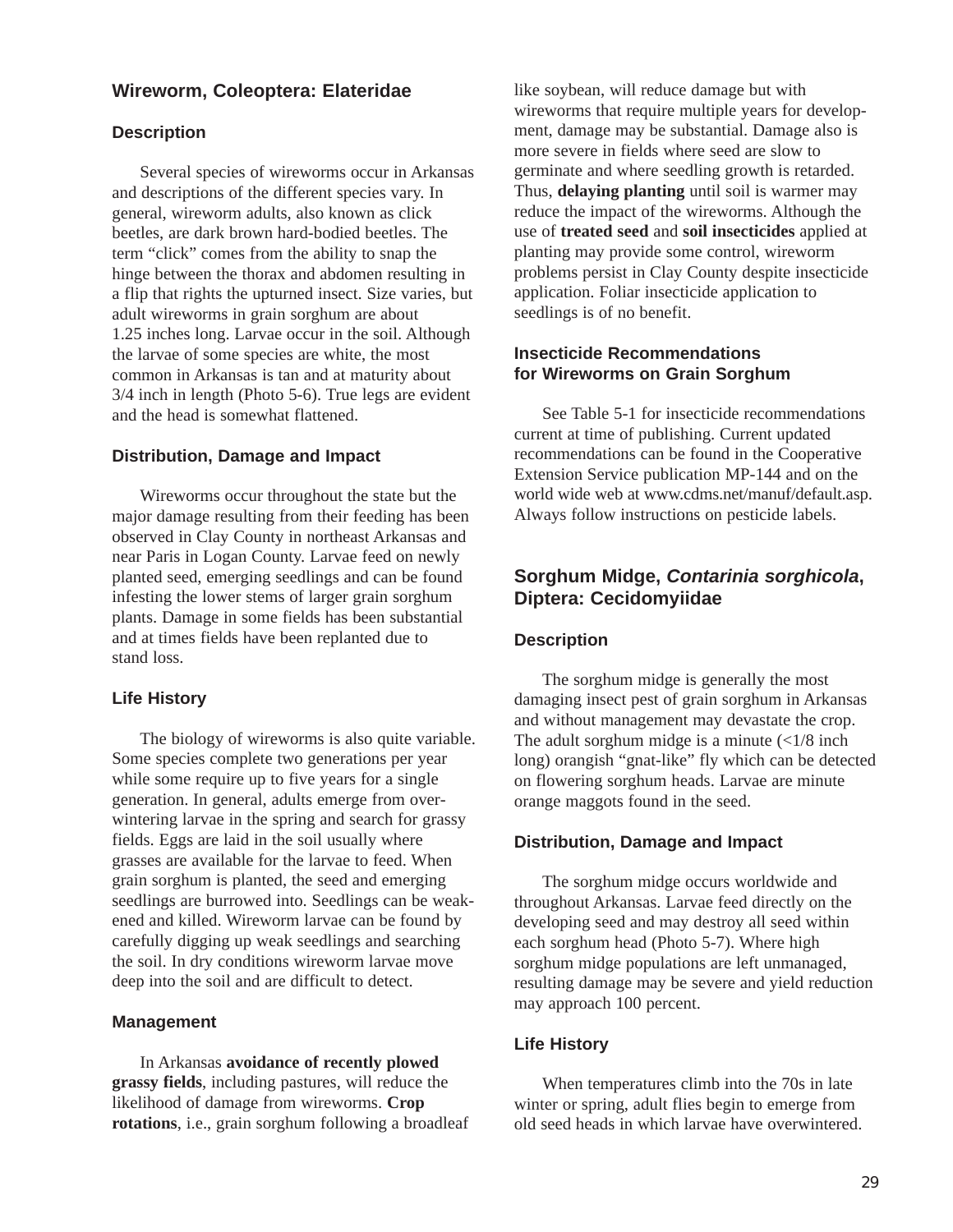## Wireworm, Coleoptera: Elateridae

### Description

Several species of wireworms occur in Arkansas and descriptions of the different species vary. In general, wireworm adults, also known as click beetles, are dark brown hard-bodied beetles. The term "click" comes from the ability to snap the hinge between the thorax and abdomen resulting in a flip that rights the upturned insect. Size varies, but adult wireworms in grain sorghum are about 1.25 inches long. Larvae occur in the soil. Although the larvae of some species are white, the most common in Arkansas is tan and at maturity about 3/4 inch in length (Photo 5-6). True legs are evident and the head is somewhat flattened.

### Distribution, Damage and Impact

Wireworms occur throughout the state but the major damage resulting from their feeding has been observed in Clay County in northeast Arkansas and near Paris in Logan County. Larvae feed on newly planted seed, emerging seedlings and can be found infesting the lower stems of larger grain sorghum plants. Damage in some fields has been substantial and at times fields have been replanted due to stand loss.

### Life History

The biology of wireworms is also quite variable. Some species complete two generations per year while some require up to five years for a single generation. In general, adults emerge from overwintering larvae in the spring and search for grassy fields. Eggs are laid in the soil usually where grasses are available for the larvae to feed. When grain sorghum is planted, the seed and emerging seedlings are burrowed into. Seedlings can be weakened and killed. Wireworm larvae can be found by carefully digging up weak seedlings and searching the soil. In dry conditions wireworm larvae move deep into the soil and are difficult to detect.

### Management

In Arkansas **avoidance of recently plowed grassy fields**, including pastures, will reduce the likelihood of damage from wireworms. **Crop rotations**, i.e., grain sorghum following a broadleaf like soybean, will reduce damage but with wireworms that require multiple years for development, damage may be substantial. Damage also is more severe in fields where seed are slow to germinate and where seedling growth is retarded. Thus, **delaying planting** until soil is warmer may reduce the impact of the wireworms. Although the use of **treated seed** and **soil insecticides** applied at planting may provide some control, wireworm problems persist in Clay County despite insecticide application. Foliar insecticide application to seedlings is of no benefit.

### Insecticide Recommendations for Wireworms on Grain Sorghum

See Table 5-1 for insecticide recommendations current at time of publishing. Current updated recommendations can be found in the Cooperative Extension Service publication MP-144 and on the world wide web at www.cdms.net/manuf/default.asp. Always follow instructions on pesticide labels.

## Sorghum Midge, *Contarinia sorghicola*, Diptera: Cecidomyiidae

### Description

The sorghum midge is generally the most damaging insect pest of grain sorghum in Arkansas and without management may devastate the crop. The adult sorghum midge is a minute (<1/8 inch long) orangish "gnat-like" fly which can be detected on flowering sorghum heads. Larvae are minute orange maggots found in the seed.

### Distribution, Damage and Impact

The sorghum midge occurs worldwide and throughout Arkansas. Larvae feed directly on the developing seed and may destroy all seed within each sorghum head (Photo 5-7). Where high sorghum midge populations are left unmanaged, resulting damage may be severe and yield reduction may approach 100 percent.

### Life History

When temperatures climb into the 70s in late winter or spring, adult flies begin to emerge from old seed heads in which larvae have overwintered.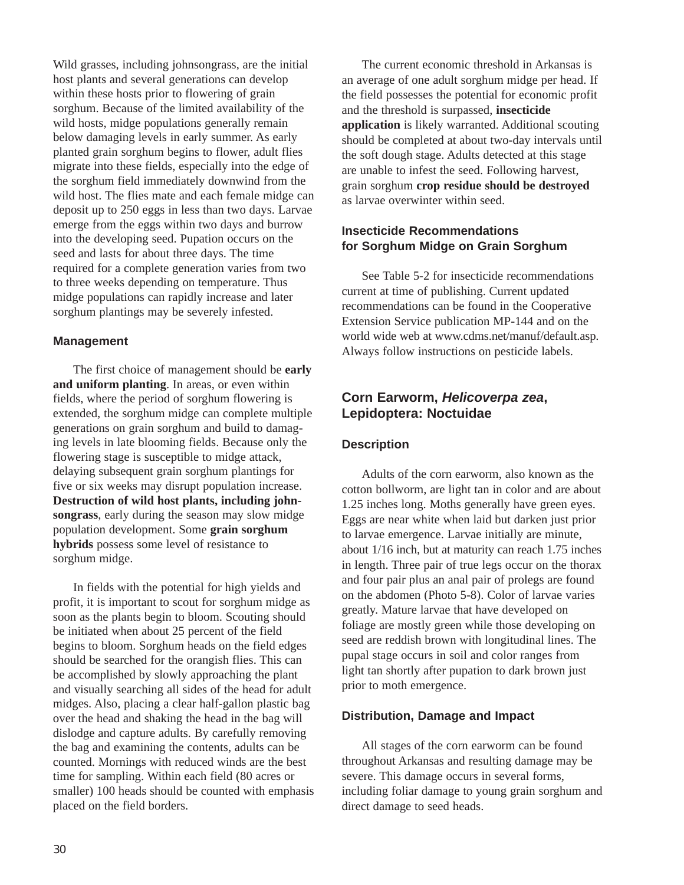Wild grasses, including johnsongrass, are the initial host plants and several generations can develop within these hosts prior to flowering of grain sorghum. Because of the limited availability of the wild hosts, midge populations generally remain below damaging levels in early summer. As early planted grain sorghum begins to flower, adult flies migrate into these fields, especially into the edge of the sorghum field immediately downwind from the wild host. The flies mate and each female midge can deposit up to 250 eggs in less than two days. Larvae emerge from the eggs within two days and burrow into the developing seed. Pupation occurs on the seed and lasts for about three days. The time required for a complete generation varies from two to three weeks depending on temperature. Thus midge populations can rapidly increase and later sorghum plantings may be severely infested.

### Management

The first choice of management should be **early and uniform planting**. In areas, or even within fields, where the period of sorghum flowering is extended, the sorghum midge can complete multiple generations on grain sorghum and build to damaging levels in late blooming fields. Because only the flowering stage is susceptible to midge attack, delaying subsequent grain sorghum plantings for five or six weeks may disrupt population increase. **Destruction of wild host plants, including johnsongrass**, early during the season may slow midge population development. Some **grain sorghum hybrids** possess some level of resistance to sorghum midge.

In fields with the potential for high yields and profit, it is important to scout for sorghum midge as soon as the plants begin to bloom. Scouting should be initiated when about 25 percent of the field begins to bloom. Sorghum heads on the field edges should be searched for the orangish flies. This can be accomplished by slowly approaching the plant and visually searching all sides of the head for adult midges. Also, placing a clear half-gallon plastic bag over the head and shaking the head in the bag will dislodge and capture adults. By carefully removing the bag and examining the contents, adults can be counted. Mornings with reduced winds are the best time for sampling. Within each field (80 acres or smaller) 100 heads should be counted with emphasis placed on the field borders.

The current economic threshold in Arkansas is an average of one adult sorghum midge per head. If the field possesses the potential for economic profit and the threshold is surpassed, **insecticide application** is likely warranted. Additional scouting should be completed at about two-day intervals until the soft dough stage. Adults detected at this stage are unable to infest the seed. Following harvest, grain sorghum **crop residue should be destroyed** as larvae overwinter within seed.

### Insecticide Recommendations for Sorghum Midge on Grain Sorghum

See Table 5-2 for insecticide recommendations current at time of publishing. Current updated recommendations can be found in the Cooperative Extension Service publication MP-144 and on the world wide web at www.cdms.net/manuf/default.asp. Always follow instructions on pesticide labels.

## Corn Earworm, *Helicoverpa zea*, Lepidoptera: Noctuidae

### Description

Adults of the corn earworm, also known as the cotton bollworm, are light tan in color and are about 1.25 inches long. Moths generally have green eyes. Eggs are near white when laid but darken just prior to larvae emergence. Larvae initially are minute, about 1/16 inch, but at maturity can reach 1.75 inches in length. Three pair of true legs occur on the thorax and four pair plus an anal pair of prolegs are found on the abdomen (Photo 5-8). Color of larvae varies greatly. Mature larvae that have developed on foliage are mostly green while those developing on seed are reddish brown with longitudinal lines. The pupal stage occurs in soil and color ranges from light tan shortly after pupation to dark brown just prior to moth emergence.

### Distribution, Damage and Impact

All stages of the corn earworm can be found throughout Arkansas and resulting damage may be severe. This damage occurs in several forms, including foliar damage to young grain sorghum and direct damage to seed heads.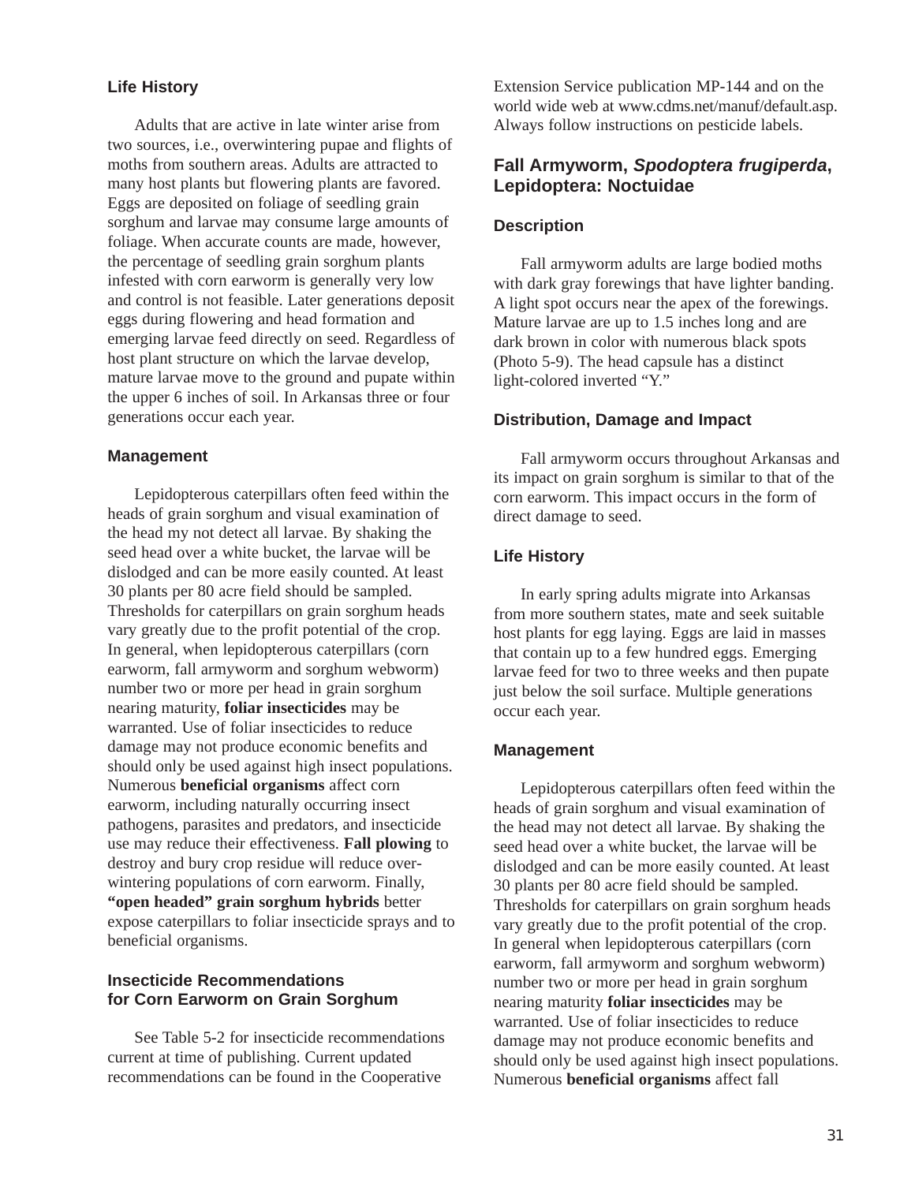### Life History

Adults that are active in late winter arise from two sources, i.e., overwintering pupae and flights of moths from southern areas. Adults are attracted to many host plants but flowering plants are favored. Eggs are deposited on foliage of seedling grain sorghum and larvae may consume large amounts of foliage. When accurate counts are made, however, the percentage of seedling grain sorghum plants infested with corn earworm is generally very low and control is not feasible. Later generations deposit eggs during flowering and head formation and emerging larvae feed directly on seed. Regardless of host plant structure on which the larvae develop, mature larvae move to the ground and pupate within the upper 6 inches of soil. In Arkansas three or four generations occur each year.

### Management

Lepidopterous caterpillars often feed within the heads of grain sorghum and visual examination of the head my not detect all larvae. By shaking the seed head over a white bucket, the larvae will be dislodged and can be more easily counted. At least 30 plants per 80 acre field should be sampled. Thresholds for caterpillars on grain sorghum heads vary greatly due to the profit potential of the crop. In general, when lepidopterous caterpillars (corn earworm, fall armyworm and sorghum webworm) number two or more per head in grain sorghum nearing maturity, **foliar insecticides** may be warranted. Use of foliar insecticides to reduce damage may not produce economic benefits and should only be used against high insect populations. Numerous **beneficial organisms** affect corn earworm, including naturally occurring insect pathogens, parasites and predators, and insecticide use may reduce their effectiveness. **Fall plowing** to destroy and bury crop residue will reduce over-wintering populations of corn earworm. Finally, **"open headed" grain sorghum hybrids** better expose caterpillars to foliar insecticide sprays and to beneficial organisms.

### Insecticide Recommendations for Corn Earworm on Grain Sorghum

See Table 5-2 for insecticide recommendations current at time of publishing. Current updated recommendations can be found in the Cooperative Extension Service publication MP-144 and on the world wide web at www.cdms.net/manuf/default.asp. Always follow instructions on pesticide labels.

## Fall Armyworm, *Spodoptera frugiperda*, Lepidoptera: Noctuidae

### Description

Fall armyworm adults are large bodied moths with dark gray forewings that have lighter banding. A light spot occurs near the apex of the forewings. Mature larvae are up to 1.5 inches long and are dark brown in color with numerous black spots (Photo 5-9). The head capsule has a distinct light-colored inverted "Y."

### Distribution, Damage and Impact

Fall armyworm occurs throughout Arkansas and its impact on grain sorghum is similar to that of the corn earworm. This impact occurs in the form of direct damage to seed.

### Life History

In early spring adults migrate into Arkansas from more southern states, mate and seek suitable host plants for egg laying. Eggs are laid in masses that contain up to a few hundred eggs. Emerging larvae feed for two to three weeks and then pupate just below the soil surface. Multiple generations occur each year.

### Management

Lepidopterous caterpillars often feed within the heads of grain sorghum and visual examination of the head may not detect all larvae. By shaking the seed head over a white bucket, the larvae will be dislodged and can be more easily counted. At least 30 plants per 80 acre field should be sampled. Thresholds for caterpillars on grain sorghum heads vary greatly due to the profit potential of the crop. In general when lepidopterous caterpillars (corn earworm, fall armyworm and sorghum webworm) number two or more per head in grain sorghum nearing maturity **foliar insecticides** may be warranted. Use of foliar insecticides to reduce damage may not produce economic benefits and should only be used against high insect populations. Numerous **beneficial organisms** affect fall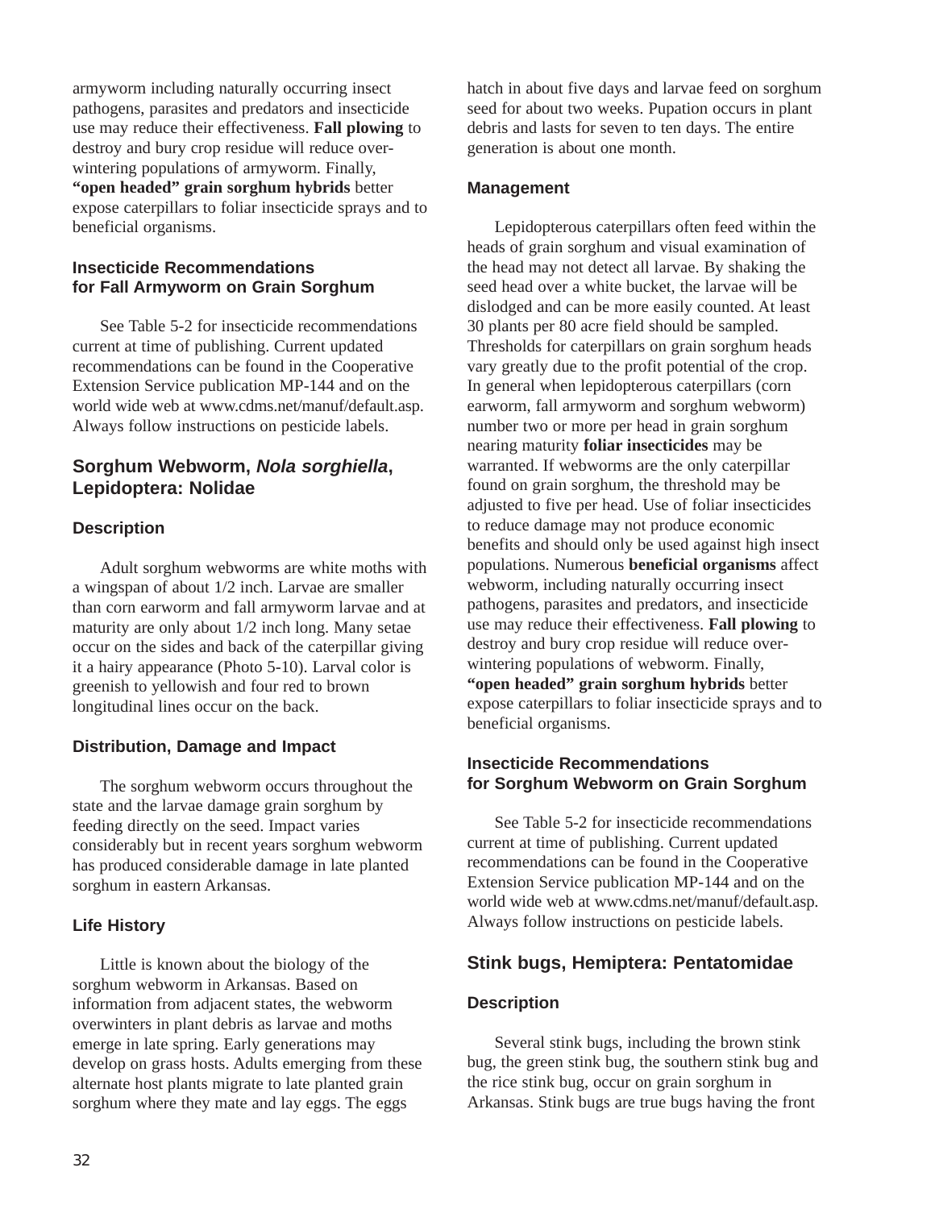armyworm including naturally occurring insect pathogens, parasites and predators and insecticide use may reduce their effectiveness. **Fall plowing** to destroy and bury crop residue will reduce over-wintering populations of armyworm. Finally, **"open headed" grain sorghum hybrids** better expose caterpillars to foliar insecticide sprays and to beneficial organisms.

### Insecticide Recommendations for Fall Armyworm on Grain Sorghum

See Table 5-2 for insecticide recommendations current at time of publishing. Current updated recommendations can be found in the Cooperative Extension Service publication MP-144 and on the world wide web at www.cdms.net/manuf/default.asp. Always follow instructions on pesticide labels.

## Sorghum Webworm, *Nola sorghiella*, Lepidoptera: Nolidae

### Description

Adult sorghum webworms are white moths with a wingspan of about 1/2 inch. Larvae are smaller than corn earworm and fall armyworm larvae and at maturity are only about 1/2 inch long. Many setae occur on the sides and back of the caterpillar giving it a hairy appearance (Photo 5-10). Larval color is greenish to yellowish and four red to brown longitudinal lines occur on the back.

### Distribution, Damage and Impact

The sorghum webworm occurs throughout the state and the larvae damage grain sorghum by feeding directly on the seed. Impact varies considerably but in recent years sorghum webworm has produced considerable damage in late planted sorghum in eastern Arkansas.

### Life History

Little is known about the biology of the sorghum webworm in Arkansas. Based on information from adjacent states, the webworm overwinters in plant debris as larvae and moths emerge in late spring. Early generations may develop on grass hosts. Adults emerging from these alternate host plants migrate to late planted grain sorghum where they mate and lay eggs. The eggs hatch in about five days and larvae feed on sorghum seed for about two weeks. Pupation occurs in plant debris and lasts for seven to ten days. The entire generation is about one month.

### Management

Lepidopterous caterpillars often feed within the heads of grain sorghum and visual examination of the head may not detect all larvae. By shaking the seed head over a white bucket, the larvae will be dislodged and can be more easily counted. At least 30 plants per 80 acre field should be sampled. Thresholds for caterpillars on grain sorghum heads vary greatly due to the profit potential of the crop. In general when lepidopterous caterpillars (corn earworm, fall armyworm and sorghum webworm) number two or more per head in grain sorghum nearing maturity **foliar insecticides** may be warranted. If webworms are the only caterpillar found on grain sorghum, the threshold may be adjusted to five per head. Use of foliar insecticides to reduce damage may not produce economic benefits and should only be used against high insect populations. Numerous **beneficial organisms** affect webworm, including naturally occurring insect pathogens, parasites and predators, and insecticide use may reduce their effectiveness. **Fall plowing** to destroy and bury crop residue will reduce over-wintering populations of webworm. Finally, **"open headed" grain sorghum hybrids** better expose caterpillars to foliar insecticide sprays and to beneficial organisms.

### Insecticide Recommendations for Sorghum Webworm on Grain Sorghum

See Table 5-2 for insecticide recommendations current at time of publishing. Current updated recommendations can be found in the Cooperative Extension Service publication MP-144 and on the world wide web at www.cdms.net/manuf/default.asp. Always follow instructions on pesticide labels.

## Stink bugs, Hemiptera: Pentatomidae

### Description

Several stink bugs, including the brown stink bug, the green stink bug, the southern stink bug and the rice stink bug, occur on grain sorghum in Arkansas. Stink bugs are true bugs having the front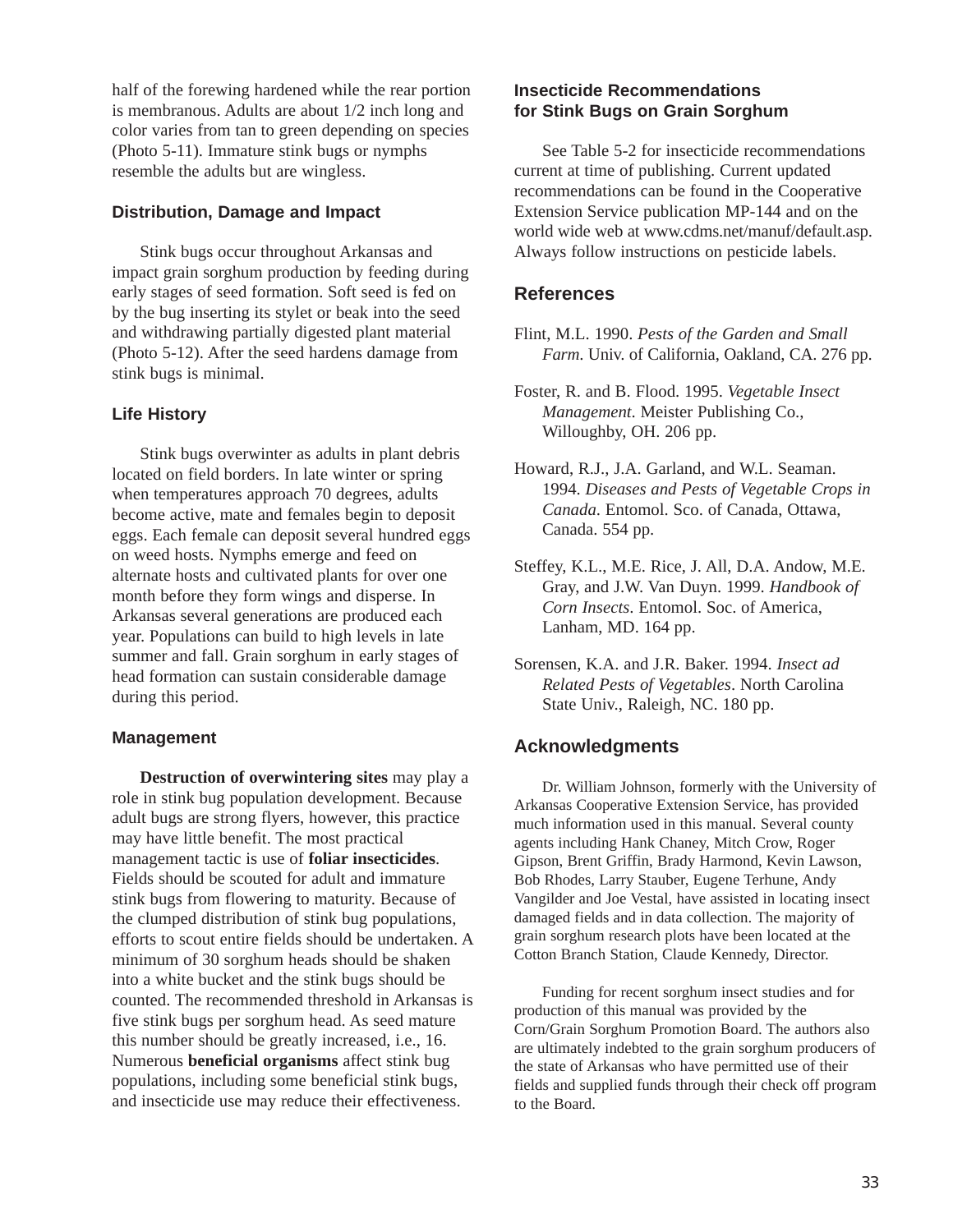half of the forewing hardened while the rear portion is membranous. Adults are about 1/2 inch long and color varies from tan to green depending on species (Photo 5-11). Immature stink bugs or nymphs resemble the adults but are wingless.

### Distribution, Damage and Impact

Stink bugs occur throughout Arkansas and impact grain sorghum production by feeding during early stages of seed formation. Soft seed is fed on by the bug inserting its stylet or beak into the seed and withdrawing partially digested plant material (Photo 5-12). After the seed hardens damage from stink bugs is minimal.

### Life History

Stink bugs overwinter as adults in plant debris located on field borders. In late winter or spring when temperatures approach 70 degrees, adults become active, mate and females begin to deposit eggs. Each female can deposit several hundred eggs on weed hosts. Nymphs emerge and feed on alternate hosts and cultivated plants for over one month before they form wings and disperse. In Arkansas several generations are produced each year. Populations can build to high levels in late summer and fall. Grain sorghum in early stages of head formation can sustain considerable damage during this period.

### Management

**Destruction of overwintering sites** may play a role in stink bug population development. Because adult bugs are strong flyers, however, this practice may have little benefit. The most practical management tactic is use of **foliar insecticides**. Fields should be scouted for adult and immature stink bugs from flowering to maturity. Because of the clumped distribution of stink bug populations, efforts to scout entire fields should be undertaken. A minimum of 30 sorghum heads should be shaken into a white bucket and the stink bugs should be counted. The recommended threshold in Arkansas is five stink bugs per sorghum head. As seed mature this number should be greatly increased, i.e., 16. Numerous **beneficial organisms** affect stink bug populations, including some beneficial stink bugs, and insecticide use may reduce their effectiveness.

### Insecticide Recommendations for Stink Bugs on Grain Sorghum

See Table 5-2 for insecticide recommendations current at time of publishing. Current updated recommendations can be found in the Cooperative Extension Service publication MP-144 and on the world wide web at www.cdms.net/manuf/default.asp. Always follow instructions on pesticide labels.

## References

Flint, M.L. 1990. *Pests of the Garden and Small Farm*. Univ. of California, Oakland, CA. 276 pp.

Foster, R. and B. Flood. 1995. *Vegetable Insect Management*. Meister Publishing Co., Willoughby, OH. 206 pp.

Howard, R.J., J.A. Garland, and W.L. Seaman. 1994. *Diseases and Pests of Vegetable Crops in Canada*. Entomol. Sco. of Canada, Ottawa, Canada. 554 pp.

Steffey, K.L., M.E. Rice, J. All, D.A. Andow, M.E. Gray, and J.W. Van Duyn. 1999. *Handbook of Corn Insects*. Entomol. Soc. of America, Lanham, MD. 164 pp.

Sorensen, K.A. and J.R. Baker. 1994. *Insect ad Related Pests of Vegetables*. North Carolina State Univ., Raleigh, NC. 180 pp.

## Acknowledgments

Dr. William Johnson, formerly with the University of Arkansas Cooperative Extension Service, has provided much information used in this manual. Several county agents including Hank Chaney, Mitch Crow, Roger Gipson, Brent Griffin, Brady Harmond, Kevin Lawson, Bob Rhodes, Larry Stauber, Eugene Terhune, Andy Vangilder and Joe Vestal, have assisted in locating insect damaged fields and in data collection. The majority of grain sorghum research plots have been located at the Cotton Branch Station, Claude Kennedy, Director.

Funding for recent sorghum insect studies and for production of this manual was provided by the Corn/Grain Sorghum Promotion Board. The authors also are ultimately indebted to the grain sorghum producers of the state of Arkansas who have permitted use of their fields and supplied funds through their check off program to the Board.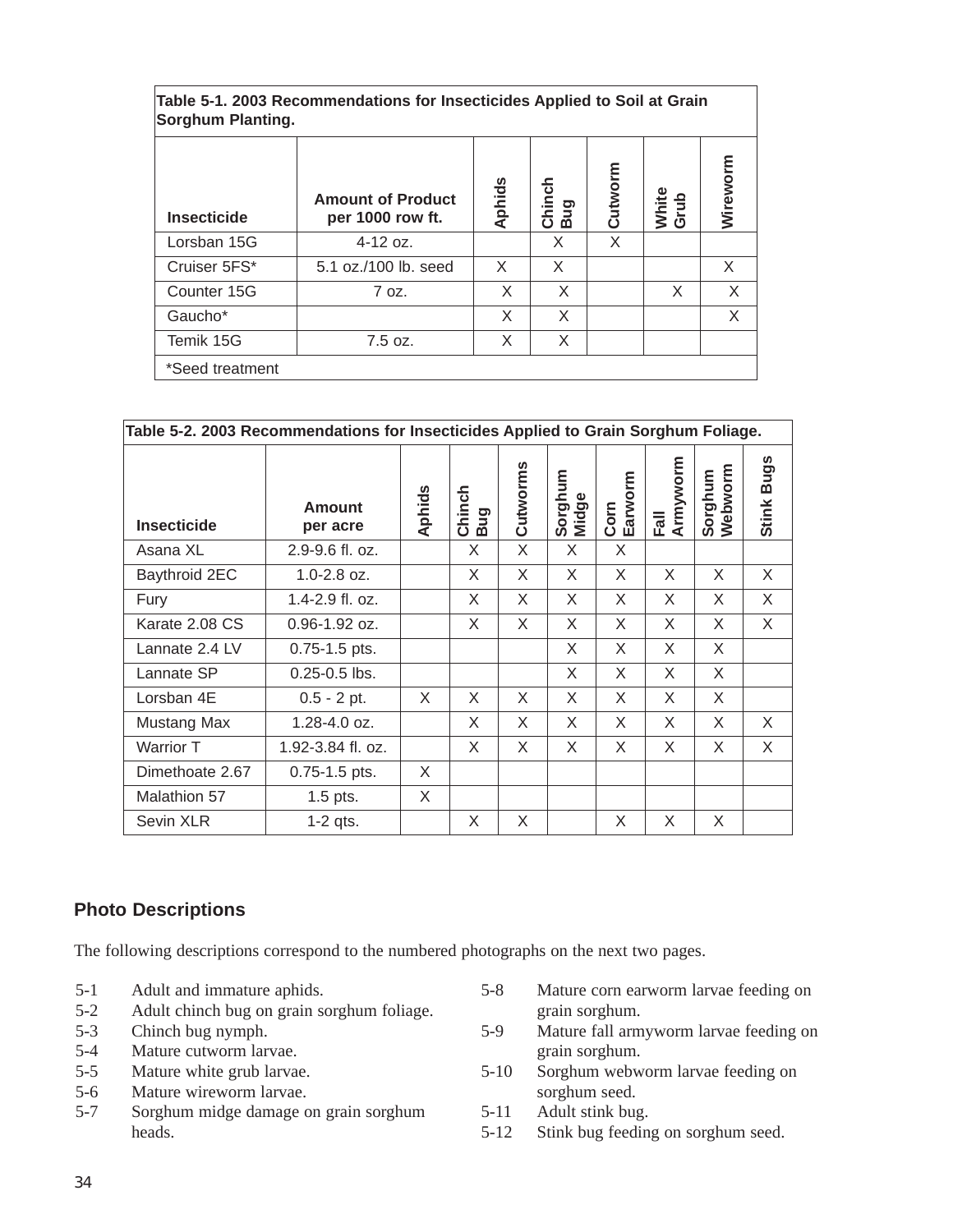| Table 5-1. 2003 Recommendations for Insecticides Applied to Soil at Grain Sorghum Planting. | | | | | | |
|---|---|---|---|---|---|---|
| **Insecticide** | **Amount of Product per 1000 row ft.** | **Aphids** | **Chinch Bug** | **Cutworm** | **White Grub** | **Wireworm** |
| Lorsban 15G | 4-12 oz. | | X | X | | |
| Cruiser 5FS* | 5.1 oz./100 lb. seed | X | X | | | X |
| Counter 15G | 7 oz. | X | X | | X | X |
| Gaucho* | | X | X | | | X |
| Temik 15G | 7.5 oz. | X | X | | | |
| *Seed treatment | | | | | | |

| Table 5-2. 2003 Recommendations for Insecticides Applied to Grain Sorghum Foliage. | | | | | | | | | |
|---|---|---|---|---|---|---|---|---|---|
| **Insecticide** | **Amount per acre** | **Aphids** | **Chinch Bug** | **Cutworms** | **Sorghum Midge** | **Corn Earworm** | **Fall Armyworm** | **Sorghum Webworm** | **Stink Bugs** |
| Asana XL | 2.9-9.6 fl. oz. | | X | X | X | X | | | |
| Baythroid 2EC | 1.0-2.8 oz. | | X | X | X | X | X | X | X |
| Fury | 1.4-2.9 fl. oz. | | X | X | X | X | X | X | X |
| Karate 2.08 CS | 0.96-1.92 oz. | | X | X | X | X | X | X | X |
| Lannate 2.4 LV | 0.75-1.5 pts. | | | | X | X | X | X | |
| Lannate SP | 0.25-0.5 lbs. | | | | X | X | X | X | |
| Lorsban 4E | 0.5 - 2 pt. | X | X | X | X | X | X | X | |
| Mustang Max | 1.28-4.0 oz. | | X | X | X | X | X | X | X |
| Warrior T | 1.92-3.84 fl. oz. | | X | X | X | X | X | X | X |
| Dimethoate 2.67 | 0.75-1.5 pts. | X | | | | | | | |
| Malathion 57 | 1.5 pts. | X | | | | | | | |
| Sevin XLR | 1-2 qts. | | X | X | | X | X | X | |

## Photo Descriptions

The following descriptions correspond to the numbered photographs on the next two pages.

- 5-1 Adult and immature aphids.
- 5-2 Adult chinch bug on grain sorghum foliage.
- 5-3 Chinch bug nymph.
- 5-4 Mature cutworm larvae.
- 5-5 Mature white grub larvae.
- 5-6 Mature wireworm larvae.
- 5-7 Sorghum midge damage on grain sorghum heads.
- 5-8 Mature corn earworm larvae feeding on grain sorghum.
- 5-9 Mature fall armyworm larvae feeding on grain sorghum.
- 5-10 Sorghum webworm larvae feeding on sorghum seed.
- 5-11 Adult stink bug.
- 5-12 Stink bug feeding on sorghum seed.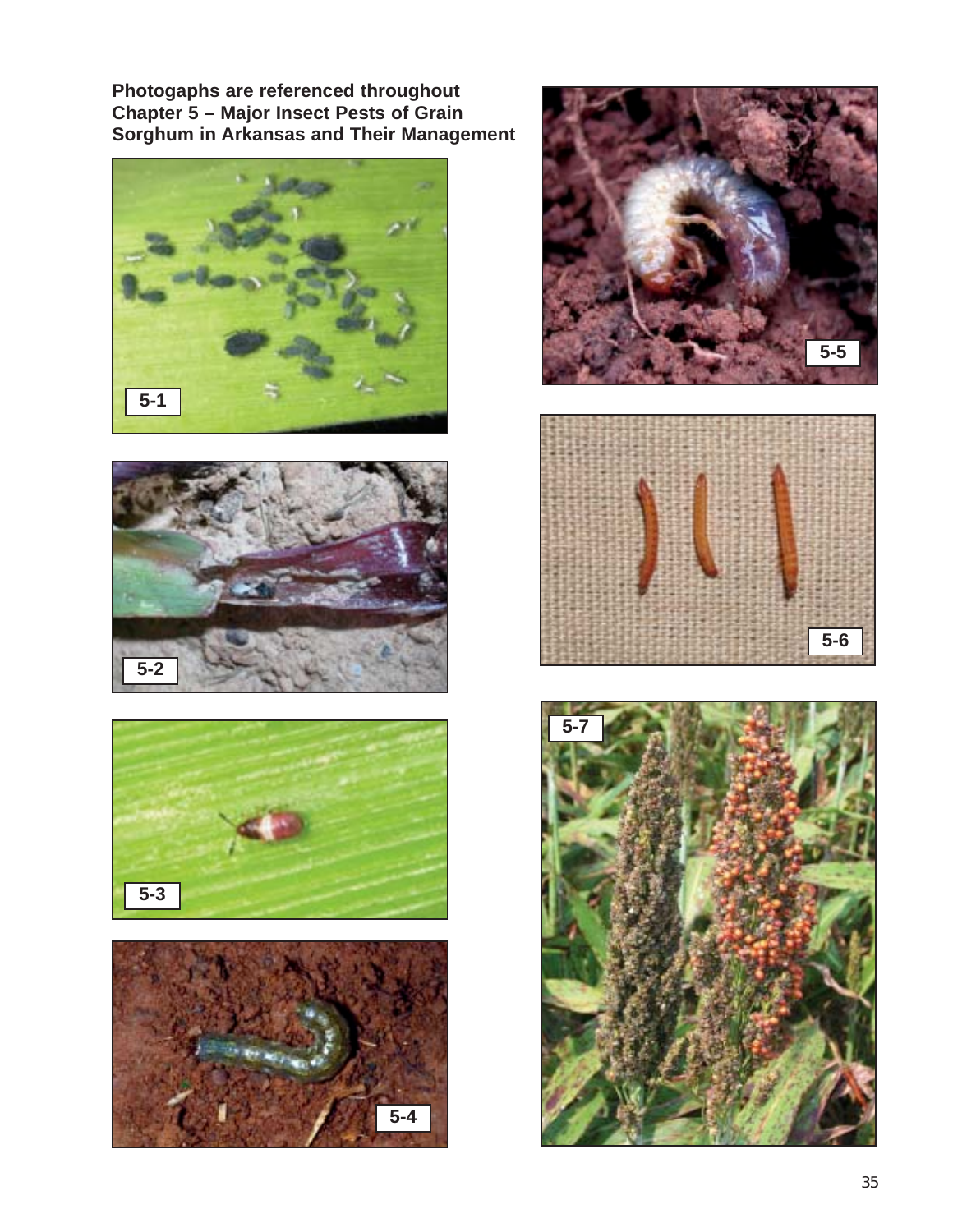**Photogaphs are referenced throughout Chapter 5 – Major Insect Pests of Grain Sorghum in Arkansas and Their Management**

5-1

5-2

5-3

5-4

5-5

5-6

5-7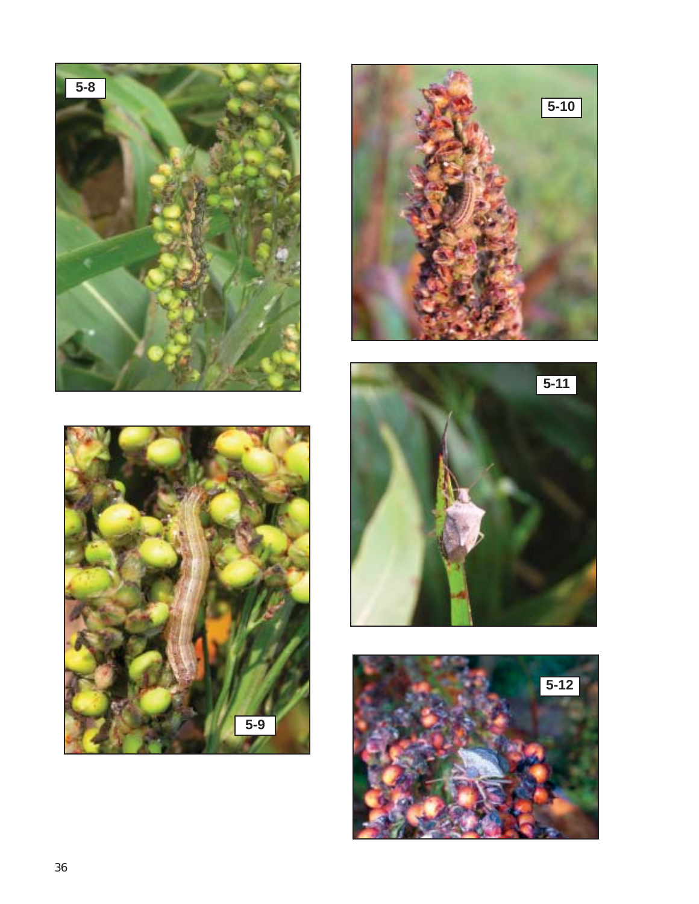5-8

5-9

5-10

5-11

5-12